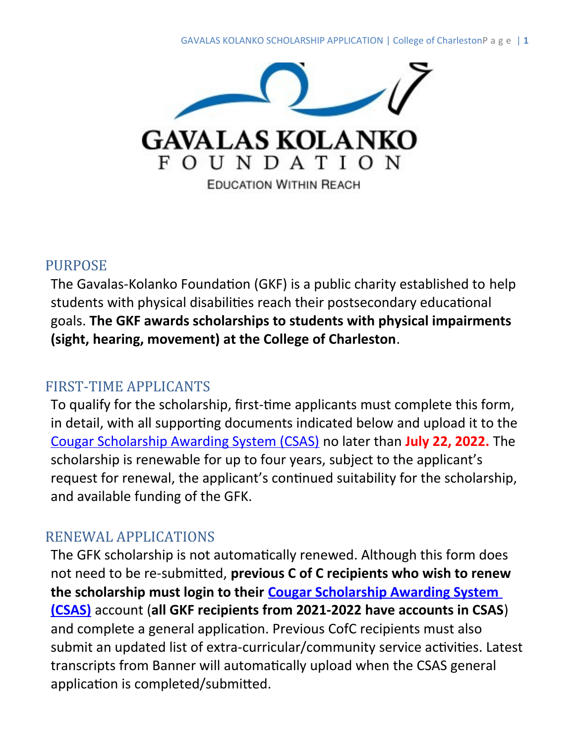GAVALAS KOLANKO FOUNDATION

EDUCATION WITHIN REACH

## PURPOSE

The Gavalas-Kolanko Foundation (GKF) is a public charity established to help students with physical disabilities reach their postsecondary educational goals. **The GKF awards scholarships to students with physical impairments (sight, hearing, movement) at the College of Charleston**.

## FIRST-TIME APPLICANTS

To qualify for the scholarship, first-time applicants must complete this form, in detail, with all supporting documents indicated below and upload it to the Cougar Scholarship Awarding System (CSAS) no later than **July 22, 2022.** The scholarship is renewable for up to four years, subject to the applicant's request for renewal, the applicant's continued suitability for the scholarship, and available funding of the GFK.

## RENEWAL APPLICATIONS

The GFK scholarship is not automatically renewed. Although this form does not need to be re-submitted, **previous C of C recipients who wish to renew the scholarship must login to their Cougar Scholarship Awarding System (CSAS)** account (**all GKF recipients from 2021-2022 have accounts in CSAS**) and complete a general application. Previous CofC recipients must also submit an updated list of extra-curricular/community service activities. Latest transcripts from Banner will automatically upload when the CSAS general application is completed/submitted.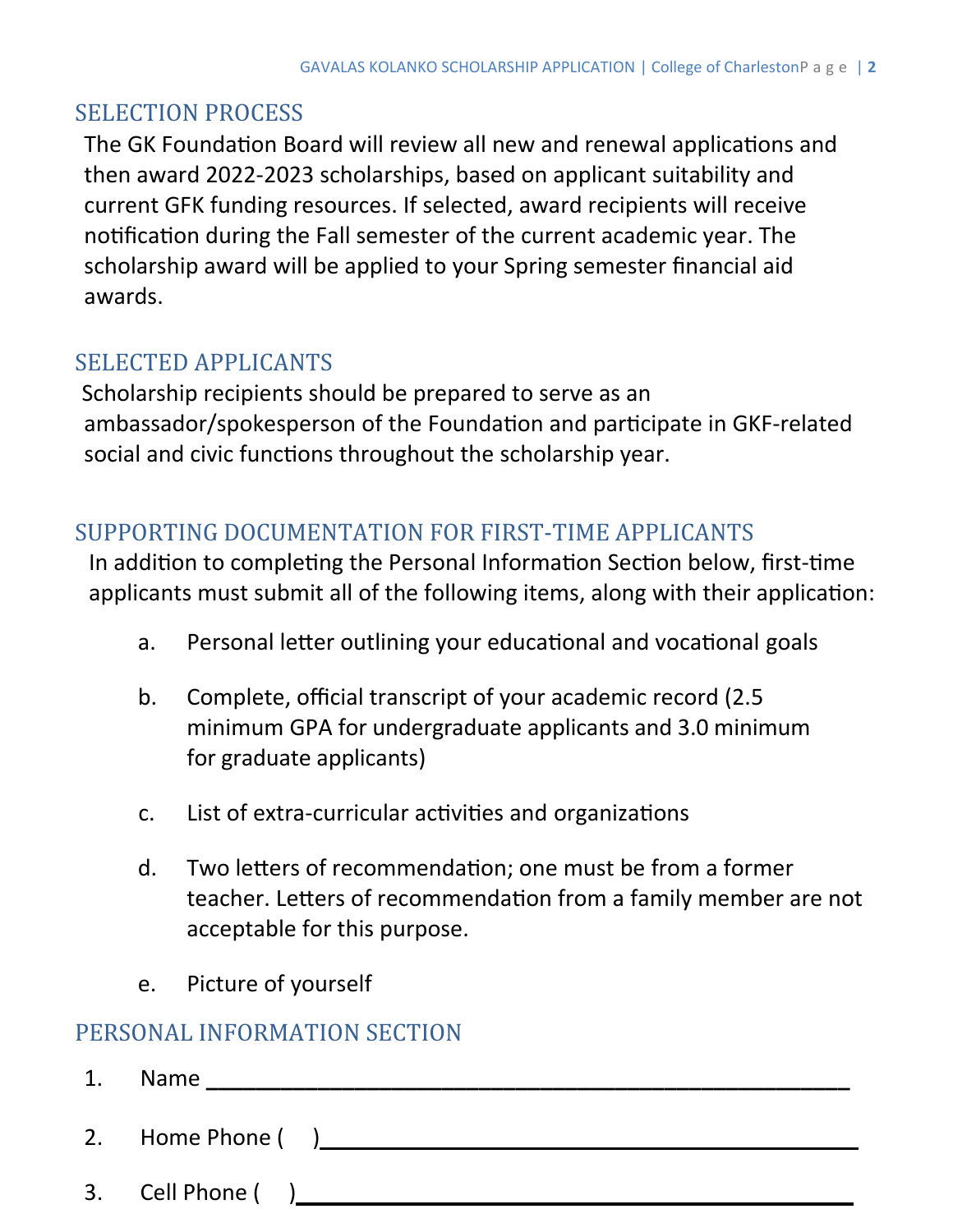## SELECTION PROCESS

The GK Foundation Board will review all new and renewal applications and then award 2022-2023 scholarships, based on applicant suitability and current GFK funding resources. If selected, award recipients will receive notification during the Fall semester of the current academic year. The scholarship award will be applied to your Spring semester financial aid awards.

## SELECTED APPLICANTS

Scholarship recipients should be prepared to serve as an ambassador/spokesperson of the Foundation and participate in GKF-related social and civic functions throughout the scholarship year.

## SUPPORTING DOCUMENTATION FOR FIRST-TIME APPLICANTS

In addition to completing the Personal Information Section below, first-time applicants must submit all of the following items, along with their application:

a. Personal letter outlining your educational and vocational goals

b. Complete, official transcript of your academic record (2.5 minimum GPA for undergraduate applicants and 3.0 minimum for graduate applicants)

c. List of extra-curricular activities and organizations

d. Two letters of recommendation; one must be from a former teacher. Letters of recommendation from a family member are not acceptable for this purpose.

e. Picture of yourself

## PERSONAL INFORMATION SECTION

1. Name \_\_\_\_\_\_\_\_\_\_\_\_\_\_\_\_\_\_\_\_\_\_\_\_\_\_\_\_\_\_\_\_\_\_\_\_\_\_\_\_\_\_\_\_\_\_\_\_

2. Home Phone (    )\_\_\_\_\_\_\_\_\_\_\_\_\_\_\_\_\_\_\_\_\_\_\_\_\_\_\_\_\_\_\_\_\_\_\_\_\_\_\_

3. Cell Phone (    )\_\_\_\_\_\_\_\_\_\_\_\_\_\_\_\_\_\_\_\_\_\_\_\_\_\_\_\_\_\_\_\_\_\_\_\_\_\_\_\_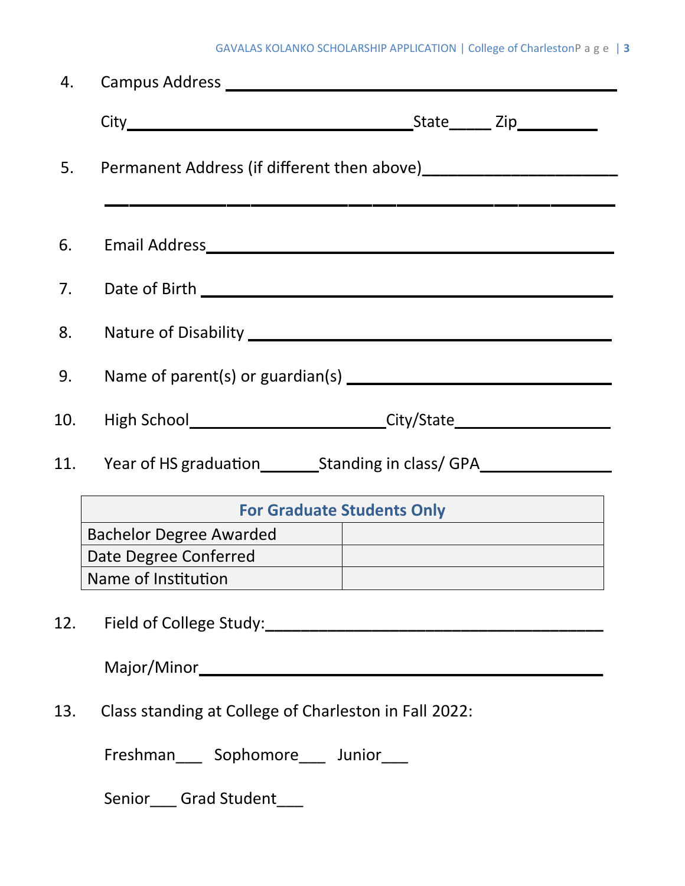4. Campus Address ______________________________________________

   City________________________________State_____ Zip__________

5. Permanent Address (if different then above)______________________

   ______________________________________________________________

6. Email Address______________________________________________

7. Date of Birth ______________________________________________

8. Nature of Disability _________________________________________

9. Name of parent(s) or guardian(s) ____________________________

10. High School________________________City/State_________________

11. Year of HS graduation_______Standing in class/ GPA_______________

| For Graduate Students Only | |
|---|---|
| Bachelor Degree Awarded | |
| Date Degree Conferred | |
| Name of Institution | |

12. Field of College Study:_______________________________________

    Major/Minor__________________________________________________

13. Class standing at College of Charleston in Fall 2022:

    Freshman___ Sophomore___ Junior___

    Senior___ Grad Student___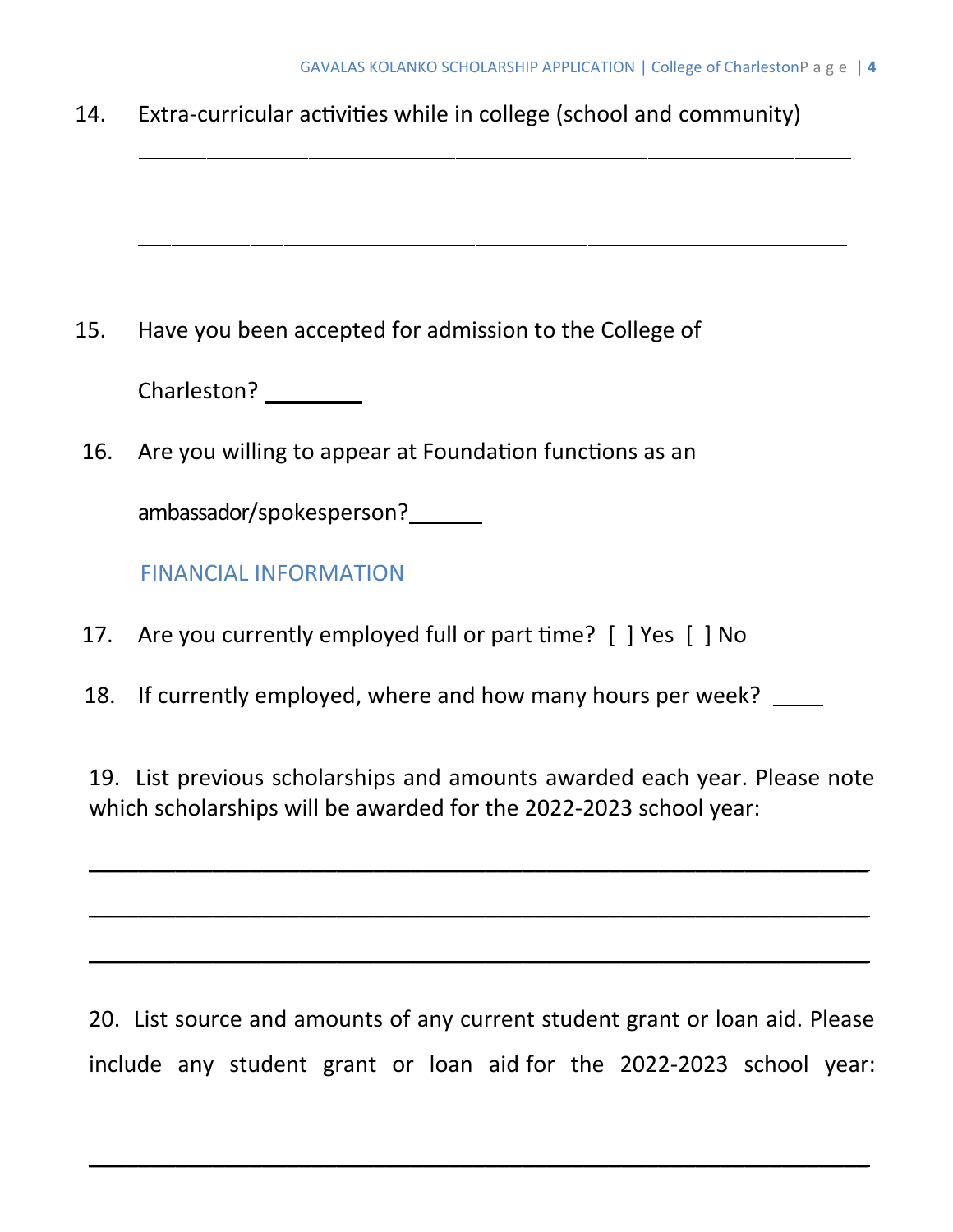14. Extra-curricular activities while in college (school and community)

    ______________________________________________________________

    ______________________________________________________________

15. Have you been accepted for admission to the College of Charleston? ________

16. Are you willing to appear at Foundation functions as an ambassador/spokesperson?______

## FINANCIAL INFORMATION

17. Are you currently employed full or part time? [ ] Yes [ ] No

18. If currently employed, where and how many hours per week? ____

19. List previous scholarships and amounts awarded each year. Please note which scholarships will be awarded for the 2022-2023 school year:

    ______________________________________________________________

    ______________________________________________________________

    ______________________________________________________________

20. List source and amounts of any current student grant or loan aid. Please include any student grant or loan aid for the 2022-2023 school year:

    ______________________________________________________________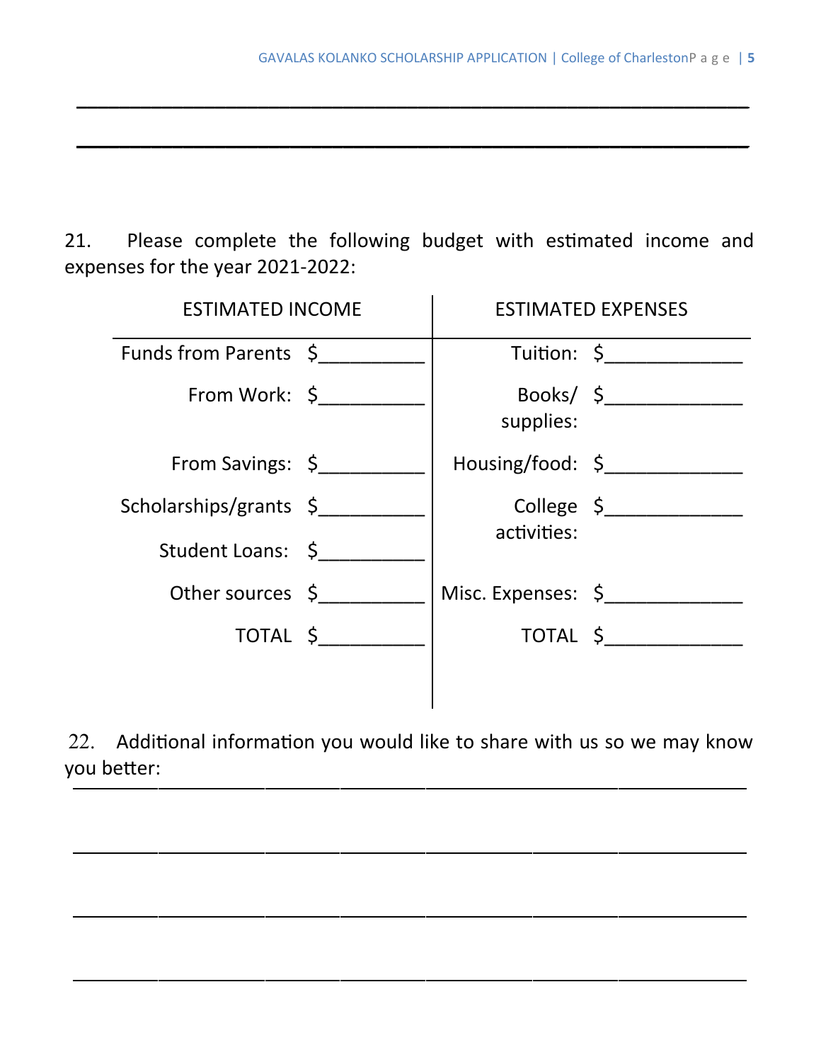\_\_\_\_\_\_\_\_\_\_\_\_\_\_\_\_\_\_\_\_\_\_\_\_\_\_\_\_\_\_\_\_\_\_\_\_\_\_\_\_\_\_\_\_\_\_\_\_\_\_\_\_\_\_\_\_\_\_\_\_

\_\_\_\_\_\_\_\_\_\_\_\_\_\_\_\_\_\_\_\_\_\_\_\_\_\_\_\_\_\_\_\_\_\_\_\_\_\_\_\_\_\_\_\_\_\_\_\_\_\_\_\_\_\_\_\_\_\_\_\_

21. Please complete the following budget with estimated income and expenses for the year 2021-2022:

| ESTIMATED INCOME | | ESTIMATED EXPENSES | |
|---|---|---|---|
| Funds from Parents | $__________ | Tuition: | $_____________ |
| From Work: | $__________ | Books/ supplies: | $_____________ |
| From Savings: | $__________ | Housing/food: | $_____________ |
| Scholarships/grants | $__________ | College activities: | $_____________ |
| Student Loans: | $__________ | | |
| Other sources | $__________ | Misc. Expenses: | $_____________ |
| TOTAL | $__________ | TOTAL | $_____________ |

22. Additional information you would like to share with us so we may know you better:

\_\_\_\_\_\_\_\_\_\_\_\_\_\_\_\_\_\_\_\_\_\_\_\_\_\_\_\_\_\_\_\_\_\_\_\_\_\_\_\_\_\_\_\_\_\_\_\_\_\_\_\_\_\_\_\_\_\_\_\_

\_\_\_\_\_\_\_\_\_\_\_\_\_\_\_\_\_\_\_\_\_\_\_\_\_\_\_\_\_\_\_\_\_\_\_\_\_\_\_\_\_\_\_\_\_\_\_\_\_\_\_\_\_\_\_\_\_\_\_\_

\_\_\_\_\_\_\_\_\_\_\_\_\_\_\_\_\_\_\_\_\_\_\_\_\_\_\_\_\_\_\_\_\_\_\_\_\_\_\_\_\_\_\_\_\_\_\_\_\_\_\_\_\_\_\_\_\_\_\_\_

\_\_\_\_\_\_\_\_\_\_\_\_\_\_\_\_\_\_\_\_\_\_\_\_\_\_\_\_\_\_\_\_\_\_\_\_\_\_\_\_\_\_\_\_\_\_\_\_\_\_\_\_\_\_\_\_\_\_\_\_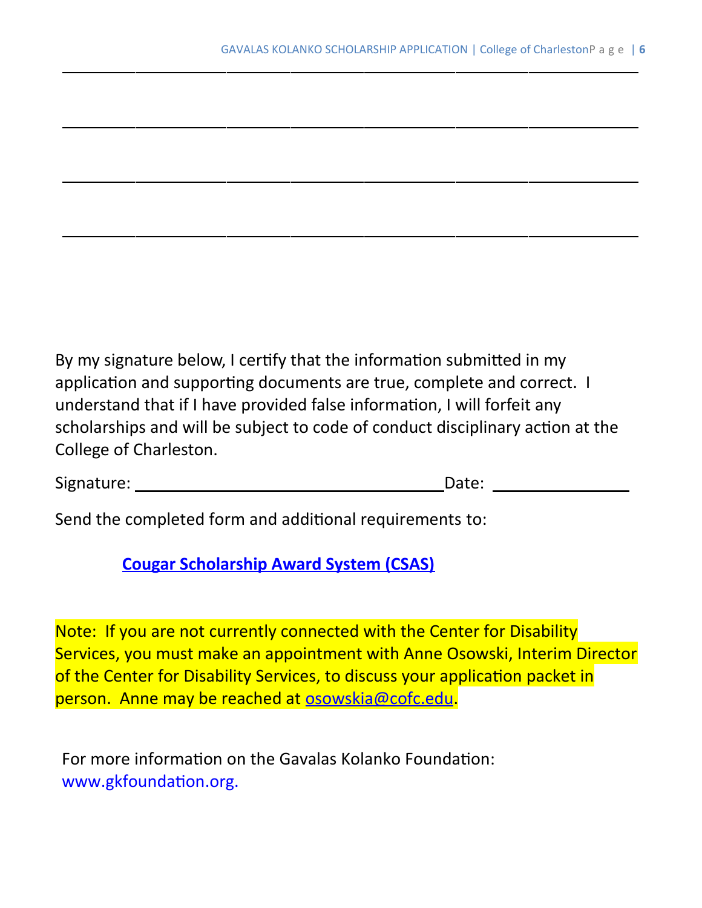________________________________________________________________________________

________________________________________________________________________________

________________________________________________________________________________

________________________________________________________________________________

By my signature below, I certify that the information submitted in my application and supporting documents are true, complete and correct. I understand that if I have provided false information, I will forfeit any scholarships and will be subject to code of conduct disciplinary action at the College of Charleston.

Signature: ____________________________________ Date: ________________

Send the completed form and additional requirements to:

**Cougar Scholarship Award System (CSAS)**

Note: If you are not currently connected with the Center for Disability Services, you must make an appointment with Anne Osowski, Interim Director of the Center for Disability Services, to discuss your application packet in person. Anne may be reached at osowskia@cofc.edu.

For more information on the Gavalas Kolanko Foundation: www.gkfoundation.org.